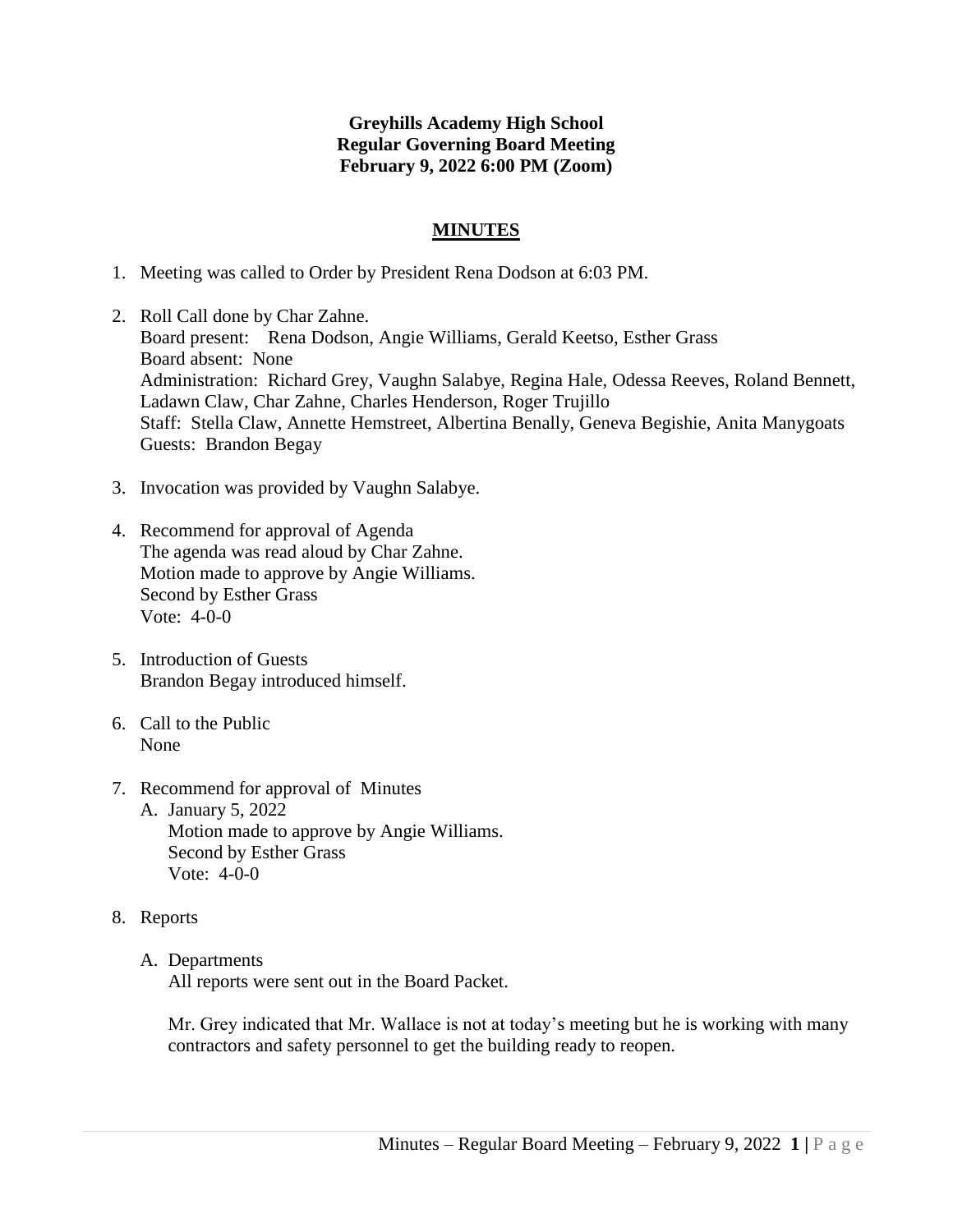**Greyhills Academy High School**
**Regular Governing Board Meeting**
**February 9, 2022 6:00 PM (Zoom)**

## MINUTES

1. Meeting was called to Order by President Rena Dodson at 6:03 PM.

2. Roll Call done by Char Zahne.
   Board present: Rena Dodson, Angie Williams, Gerald Keetso, Esther Grass
   Board absent: None
   Administration: Richard Grey, Vaughn Salabye, Regina Hale, Odessa Reeves, Roland Bennett, Ladawn Claw, Char Zahne, Charles Henderson, Roger Trujillo
   Staff: Stella Claw, Annette Hemstreet, Albertina Benally, Geneva Begishie, Anita Manygoats
   Guests: Brandon Begay

3. Invocation was provided by Vaughn Salabye.

4. Recommend for approval of Agenda
   The agenda was read aloud by Char Zahne.
   Motion made to approve by Angie Williams.
   Second by Esther Grass
   Vote: 4-0-0

5. Introduction of Guests
   Brandon Begay introduced himself.

6. Call to the Public
   None

7. Recommend for approval of Minutes
   A. January 5, 2022
      Motion made to approve by Angie Williams.
      Second by Esther Grass
      Vote: 4-0-0

8. Reports

   A. Departments
      All reports were sent out in the Board Packet.

      Mr. Grey indicated that Mr. Wallace is not at today's meeting but he is working with many contractors and safety personnel to get the building ready to reopen.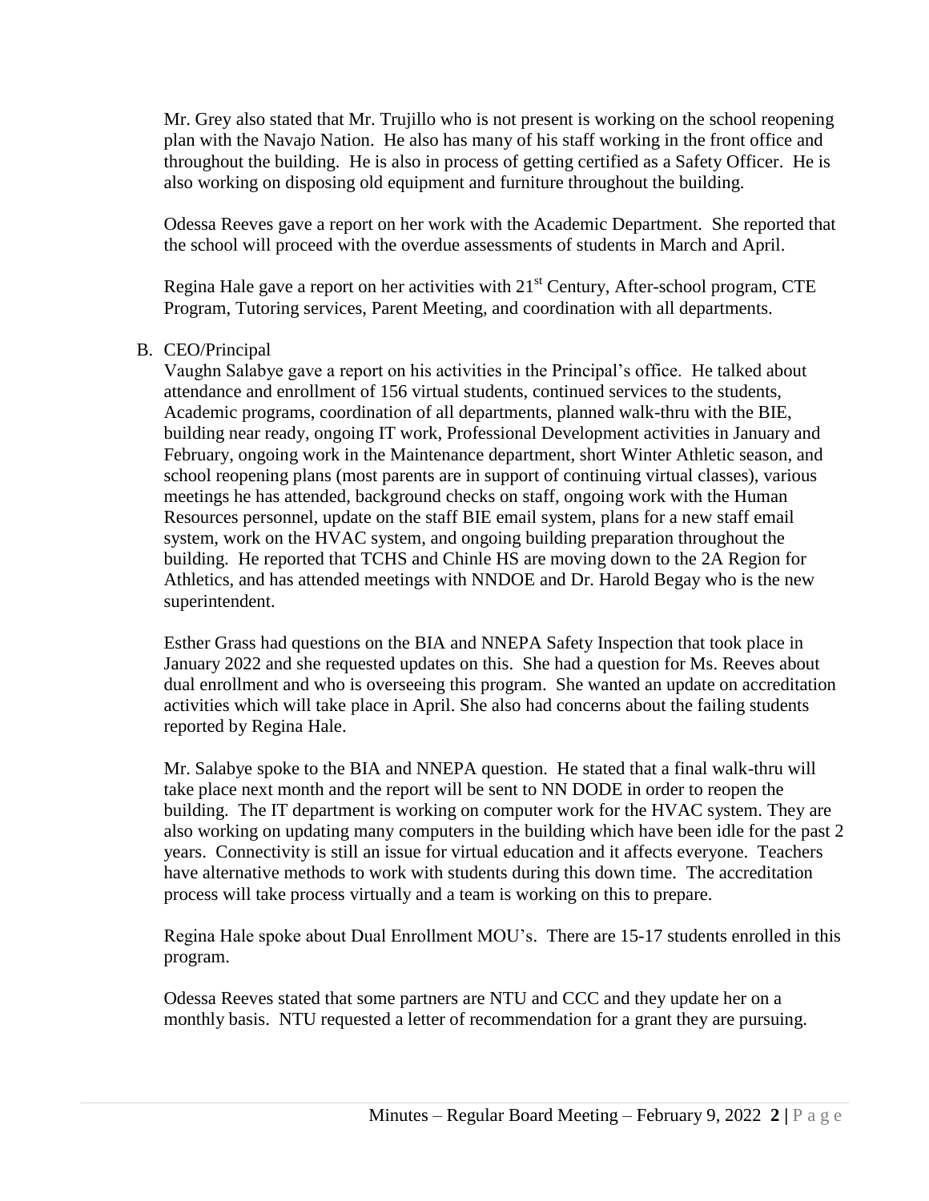Mr. Grey also stated that Mr. Trujillo who is not present is working on the school reopening plan with the Navajo Nation. He also has many of his staff working in the front office and throughout the building. He is also in process of getting certified as a Safety Officer. He is also working on disposing old equipment and furniture throughout the building.

Odessa Reeves gave a report on her work with the Academic Department. She reported that the school will proceed with the overdue assessments of students in March and April.

Regina Hale gave a report on her activities with 21st Century, After-school program, CTE Program, Tutoring services, Parent Meeting, and coordination with all departments.

B. CEO/Principal

Vaughn Salabye gave a report on his activities in the Principal's office. He talked about attendance and enrollment of 156 virtual students, continued services to the students, Academic programs, coordination of all departments, planned walk-thru with the BIE, building near ready, ongoing IT work, Professional Development activities in January and February, ongoing work in the Maintenance department, short Winter Athletic season, and school reopening plans (most parents are in support of continuing virtual classes), various meetings he has attended, background checks on staff, ongoing work with the Human Resources personnel, update on the staff BIE email system, plans for a new staff email system, work on the HVAC system, and ongoing building preparation throughout the building. He reported that TCHS and Chinle HS are moving down to the 2A Region for Athletics, and has attended meetings with NNDOE and Dr. Harold Begay who is the new superintendent.

Esther Grass had questions on the BIA and NNEPA Safety Inspection that took place in January 2022 and she requested updates on this. She had a question for Ms. Reeves about dual enrollment and who is overseeing this program. She wanted an update on accreditation activities which will take place in April. She also had concerns about the failing students reported by Regina Hale.

Mr. Salabye spoke to the BIA and NNEPA question. He stated that a final walk-thru will take place next month and the report will be sent to NN DODE in order to reopen the building. The IT department is working on computer work for the HVAC system. They are also working on updating many computers in the building which have been idle for the past 2 years. Connectivity is still an issue for virtual education and it affects everyone. Teachers have alternative methods to work with students during this down time. The accreditation process will take process virtually and a team is working on this to prepare.

Regina Hale spoke about Dual Enrollment MOU's. There are 15-17 students enrolled in this program.

Odessa Reeves stated that some partners are NTU and CCC and they update her on a monthly basis. NTU requested a letter of recommendation for a grant they are pursuing.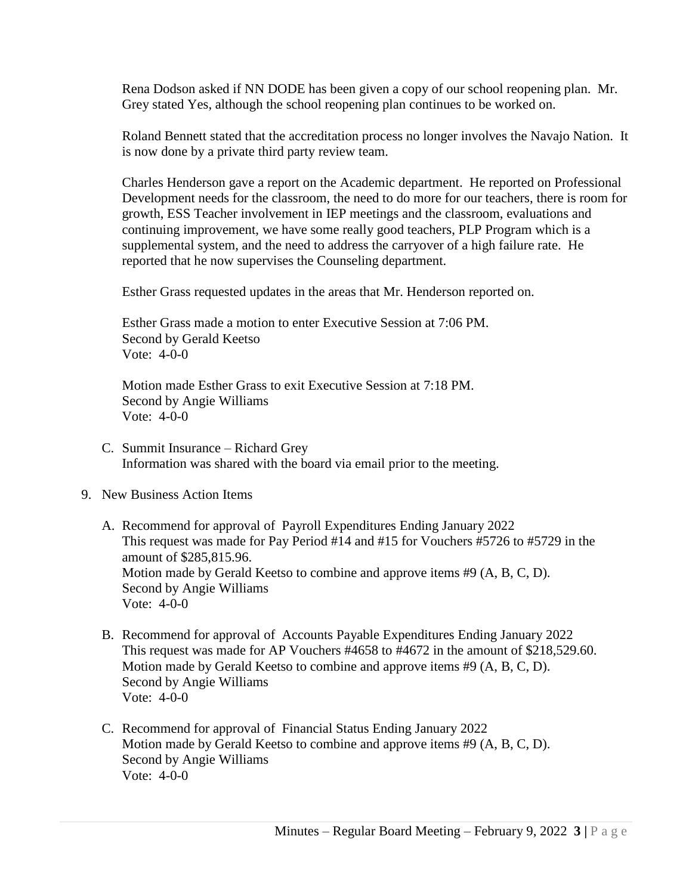Rena Dodson asked if NN DODE has been given a copy of our school reopening plan. Mr. Grey stated Yes, although the school reopening plan continues to be worked on.

Roland Bennett stated that the accreditation process no longer involves the Navajo Nation. It is now done by a private third party review team.

Charles Henderson gave a report on the Academic department. He reported on Professional Development needs for the classroom, the need to do more for our teachers, there is room for growth, ESS Teacher involvement in IEP meetings and the classroom, evaluations and continuing improvement, we have some really good teachers, PLP Program which is a supplemental system, and the need to address the carryover of a high failure rate. He reported that he now supervises the Counseling department.

Esther Grass requested updates in the areas that Mr. Henderson reported on.

Esther Grass made a motion to enter Executive Session at 7:06 PM.
Second by Gerald Keetso
Vote: 4-0-0

Motion made Esther Grass to exit Executive Session at 7:18 PM.
Second by Angie Williams
Vote: 4-0-0

C. Summit Insurance – Richard Grey
Information was shared with the board via email prior to the meeting.

9. New Business Action Items

A. Recommend for approval of Payroll Expenditures Ending January 2022
This request was made for Pay Period #14 and #15 for Vouchers #5726 to #5729 in the amount of $285,815.96.
Motion made by Gerald Keetso to combine and approve items #9 (A, B, C, D).
Second by Angie Williams
Vote: 4-0-0

B. Recommend for approval of Accounts Payable Expenditures Ending January 2022
This request was made for AP Vouchers #4658 to #4672 in the amount of $218,529.60.
Motion made by Gerald Keetso to combine and approve items #9 (A, B, C, D).
Second by Angie Williams
Vote: 4-0-0

C. Recommend for approval of Financial Status Ending January 2022
Motion made by Gerald Keetso to combine and approve items #9 (A, B, C, D).
Second by Angie Williams
Vote: 4-0-0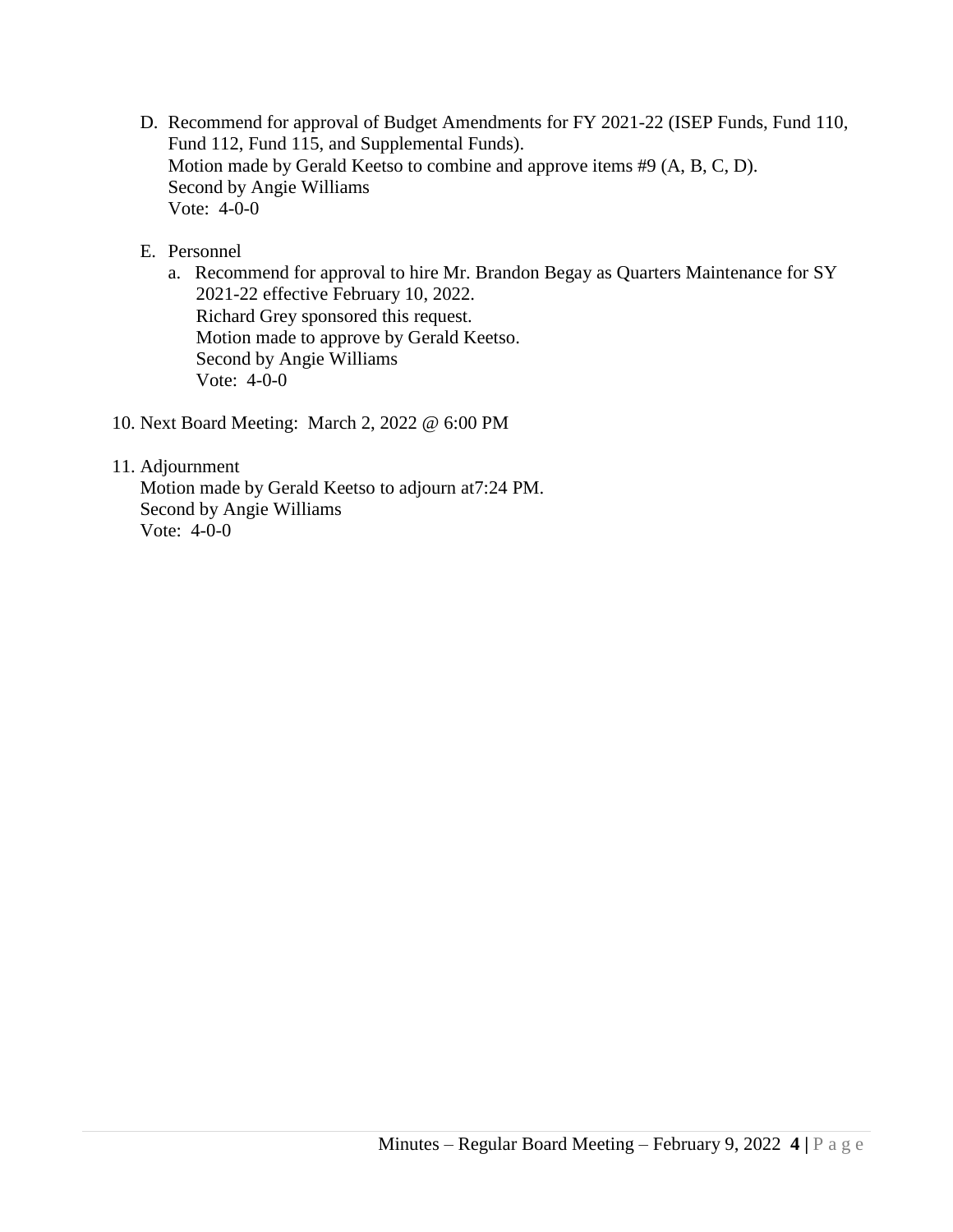D. Recommend for approval of Budget Amendments for FY 2021-22 (ISEP Funds, Fund 110, Fund 112, Fund 115, and Supplemental Funds).
   Motion made by Gerald Keetso to combine and approve items #9 (A, B, C, D).
   Second by Angie Williams
   Vote: 4-0-0

E. Personnel
   a. Recommend for approval to hire Mr. Brandon Begay as Quarters Maintenance for SY 2021-22 effective February 10, 2022.
      Richard Grey sponsored this request.
      Motion made to approve by Gerald Keetso.
      Second by Angie Williams
      Vote: 4-0-0

10. Next Board Meeting: March 2, 2022 @ 6:00 PM

11. Adjournment
    Motion made by Gerald Keetso to adjourn at7:24 PM.
    Second by Angie Williams
    Vote: 4-0-0